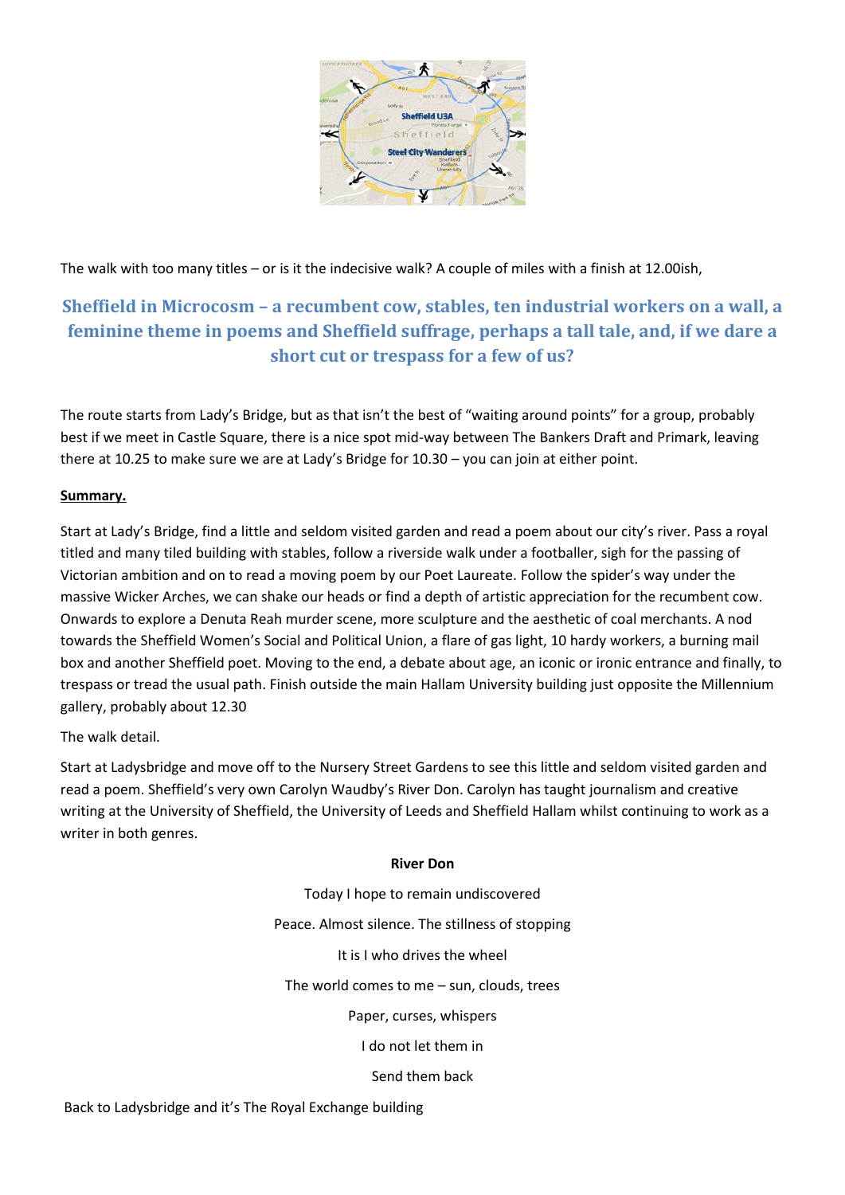The walk with too many titles – or is it the indecisive walk? A couple of miles with a finish at 12.00ish,

## Sheffield in Microcosm – a recumbent cow, stables, ten industrial workers on a wall, a feminine theme in poems and Sheffield suffrage, perhaps a tall tale, and, if we dare a short cut or trespass for a few of us?

The route starts from Lady's Bridge, but as that isn't the best of "waiting around points" for a group, probably best if we meet in Castle Square, there is a nice spot mid-way between The Bankers Draft and Primark, leaving there at 10.25 to make sure we are at Lady's Bridge for 10.30 – you can join at either point.

**Summary.**

Start at Lady's Bridge, find a little and seldom visited garden and read a poem about our city's river. Pass a royal titled and many tiled building with stables, follow a riverside walk under a footballer, sigh for the passing of Victorian ambition and on to read a moving poem by our Poet Laureate. Follow the spider's way under the massive Wicker Arches, we can shake our heads or find a depth of artistic appreciation for the recumbent cow. Onwards to explore a Denuta Reah murder scene, more sculpture and the aesthetic of coal merchants. A nod towards the Sheffield Women's Social and Political Union, a flare of gas light, 10 hardy workers, a burning mail box and another Sheffield poet. Moving to the end, a debate about age, an iconic or ironic entrance and finally, to trespass or tread the usual path. Finish outside the main Hallam University building just opposite the Millennium gallery, probably about 12.30

The walk detail.

Start at Ladysbridge and move off to the Nursery Street Gardens to see this little and seldom visited garden and read a poem. Sheffield's very own Carolyn Waudby's River Don. Carolyn has taught journalism and creative writing at the University of Sheffield, the University of Leeds and Sheffield Hallam whilst continuing to work as a writer in both genres.

**River Don**

Today I hope to remain undiscovered

Peace. Almost silence. The stillness of stopping

It is I who drives the wheel

The world comes to me – sun, clouds, trees

Paper, curses, whispers

I do not let them in

Send them back

Back to Ladysbridge and it's The Royal Exchange building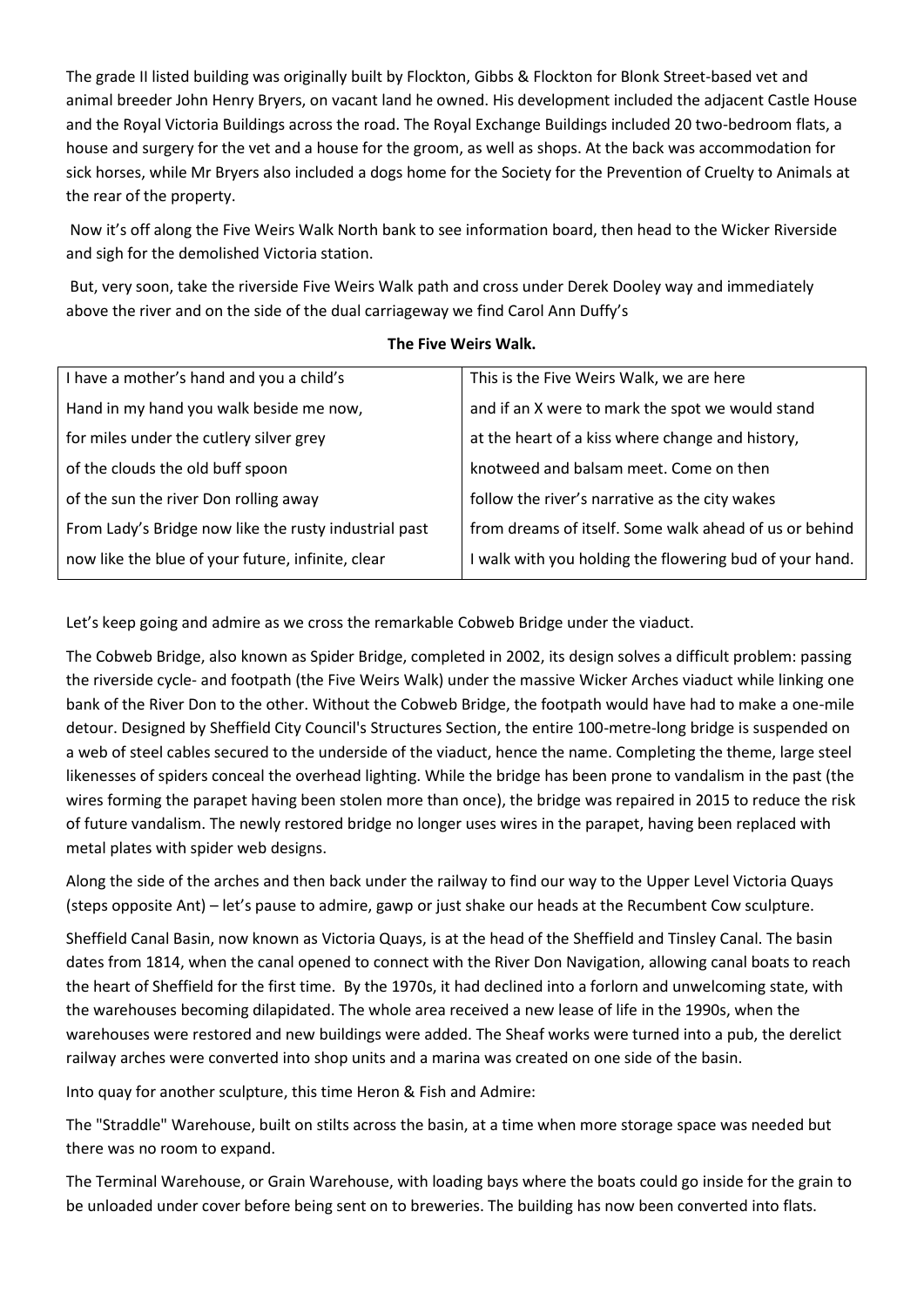The grade II listed building was originally built by Flockton, Gibbs & Flockton for Blonk Street-based vet and animal breeder John Henry Bryers, on vacant land he owned. His development included the adjacent Castle House and the Royal Victoria Buildings across the road. The Royal Exchange Buildings included 20 two-bedroom flats, a house and surgery for the vet and a house for the groom, as well as shops. At the back was accommodation for sick horses, while Mr Bryers also included a dogs home for the Society for the Prevention of Cruelty to Animals at the rear of the property.

Now it's off along the Five Weirs Walk North bank to see information board, then head to the Wicker Riverside and sigh for the demolished Victoria station.

But, very soon, take the riverside Five Weirs Walk path and cross under Derek Dooley way and immediately above the river and on the side of the dual carriageway we find Carol Ann Duffy's

**The Five Weirs Walk.**

| | |
|---|---|
| I have a mother's hand and you a child's | This is the Five Weirs Walk, we are here |
| Hand in my hand you walk beside me now, | and if an X were to mark the spot we would stand |
| for miles under the cutlery silver grey | at the heart of a kiss where change and history, |
| of the clouds the old buff spoon | knotweed and balsam meet. Come on then |
| of the sun the river Don rolling away | follow the river's narrative as the city wakes |
| From Lady's Bridge now like the rusty industrial past | from dreams of itself. Some walk ahead of us or behind |
| now like the blue of your future, infinite, clear | I walk with you holding the flowering bud of your hand. |

Let's keep going and admire as we cross the remarkable Cobweb Bridge under the viaduct.

The Cobweb Bridge, also known as Spider Bridge, completed in 2002, its design solves a difficult problem: passing the riverside cycle- and footpath (the Five Weirs Walk) under the massive Wicker Arches viaduct while linking one bank of the River Don to the other. Without the Cobweb Bridge, the footpath would have had to make a one-mile detour. Designed by Sheffield City Council's Structures Section, the entire 100-metre-long bridge is suspended on a web of steel cables secured to the underside of the viaduct, hence the name. Completing the theme, large steel likenesses of spiders conceal the overhead lighting. While the bridge has been prone to vandalism in the past (the wires forming the parapet having been stolen more than once), the bridge was repaired in 2015 to reduce the risk of future vandalism. The newly restored bridge no longer uses wires in the parapet, having been replaced with metal plates with spider web designs.

Along the side of the arches and then back under the railway to find our way to the Upper Level Victoria Quays (steps opposite Ant) – let's pause to admire, gawp or just shake our heads at the Recumbent Cow sculpture.

Sheffield Canal Basin, now known as Victoria Quays, is at the head of the Sheffield and Tinsley Canal. The basin dates from 1814, when the canal opened to connect with the River Don Navigation, allowing canal boats to reach the heart of Sheffield for the first time. By the 1970s, it had declined into a forlorn and unwelcoming state, with the warehouses becoming dilapidated. The whole area received a new lease of life in the 1990s, when the warehouses were restored and new buildings were added. The Sheaf works were turned into a pub, the derelict railway arches were converted into shop units and a marina was created on one side of the basin.

Into quay for another sculpture, this time Heron & Fish and Admire:

The "Straddle" Warehouse, built on stilts across the basin, at a time when more storage space was needed but there was no room to expand.

The Terminal Warehouse, or Grain Warehouse, with loading bays where the boats could go inside for the grain to be unloaded under cover before being sent on to breweries. The building has now been converted into flats.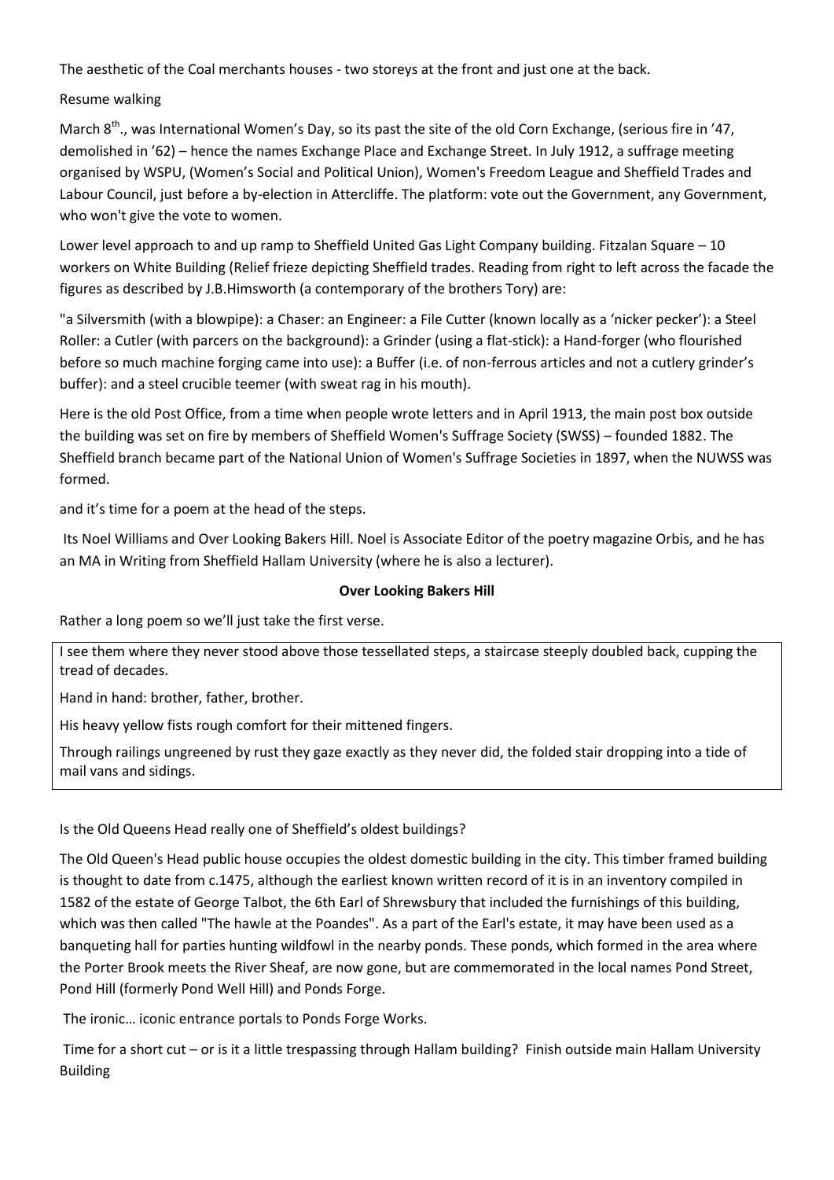The aesthetic of the Coal merchants houses - two storeys at the front and just one at the back.

Resume walking

March 8th., was International Women's Day, so its past the site of the old Corn Exchange, (serious fire in '47, demolished in '62) – hence the names Exchange Place and Exchange Street. In July 1912, a suffrage meeting organised by WSPU, (Women's Social and Political Union), Women's Freedom League and Sheffield Trades and Labour Council, just before a by-election in Attercliffe. The platform: vote out the Government, any Government, who won't give the vote to women.

Lower level approach to and up ramp to Sheffield United Gas Light Company building. Fitzalan Square – 10 workers on White Building (Relief frieze depicting Sheffield trades. Reading from right to left across the facade the figures as described by J.B.Himsworth (a contemporary of the brothers Tory) are:

"a Silversmith (with a blowpipe): a Chaser: an Engineer: a File Cutter (known locally as a 'nicker pecker'): a Steel Roller: a Cutler (with parcers on the background): a Grinder (using a flat-stick): a Hand-forger (who flourished before so much machine forging came into use): a Buffer (i.e. of non-ferrous articles and not a cutlery grinder's buffer): and a steel crucible teemer (with sweat rag in his mouth).

Here is the old Post Office, from a time when people wrote letters and in April 1913, the main post box outside the building was set on fire by members of Sheffield Women's Suffrage Society (SWSS) – founded 1882. The Sheffield branch became part of the National Union of Women's Suffrage Societies in 1897, when the NUWSS was formed.

and it's time for a poem at the head of the steps.

Its Noel Williams and Over Looking Bakers Hill. Noel is Associate Editor of the poetry magazine Orbis, and he has an MA in Writing from Sheffield Hallam University (where he is also a lecturer).

**Over Looking Bakers Hill**

Rather a long poem so we'll just take the first verse.

I see them where they never stood above those tessellated steps, a staircase steeply doubled back, cupping the tread of decades.

Hand in hand: brother, father, brother.

His heavy yellow fists rough comfort for their mittened fingers.

Through railings ungreened by rust they gaze exactly as they never did, the folded stair dropping into a tide of mail vans and sidings.

Is the Old Queens Head really one of Sheffield's oldest buildings?

The Old Queen's Head public house occupies the oldest domestic building in the city. This timber framed building is thought to date from c.1475, although the earliest known written record of it is in an inventory compiled in 1582 of the estate of George Talbot, the 6th Earl of Shrewsbury that included the furnishings of this building, which was then called "The hawle at the Poandes". As a part of the Earl's estate, it may have been used as a banqueting hall for parties hunting wildfowl in the nearby ponds. These ponds, which formed in the area where the Porter Brook meets the River Sheaf, are now gone, but are commemorated in the local names Pond Street, Pond Hill (formerly Pond Well Hill) and Ponds Forge.

The ironic… iconic entrance portals to Ponds Forge Works.

Time for a short cut – or is it a little trespassing through Hallam building? Finish outside main Hallam University Building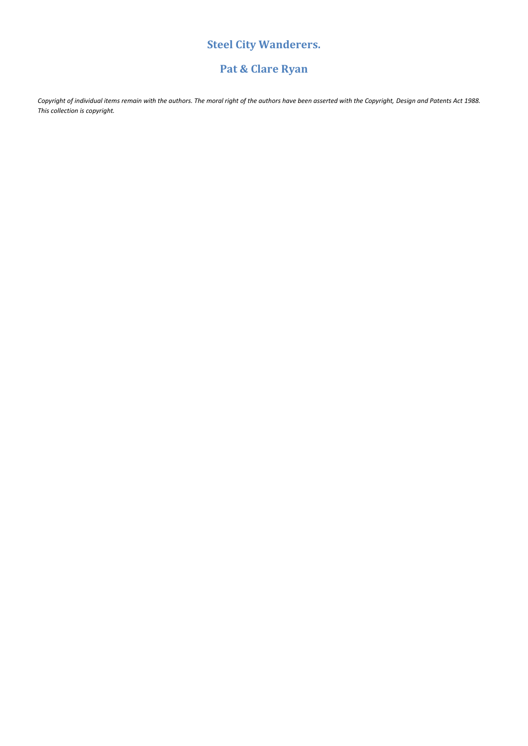# Steel City Wanderers.

## Pat & Clare Ryan

*Copyright of individual items remain with the authors. The moral right of the authors have been asserted with the Copyright, Design and Patents Act 1988. This collection is copyright.*